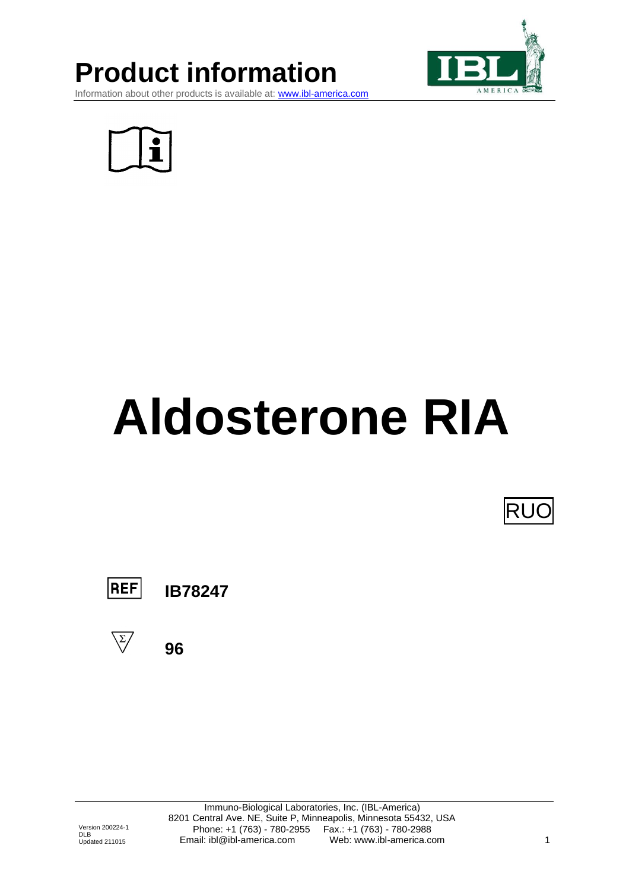# Product information

Information about other products is available at: www.ibl-america.com

# Aldosterone RIA

RUO

REF **IB78247**

Σ **96**

Immuno-Biological Laboratories, Inc. (IBL-America)
8201 Central Ave. NE, Suite P, Minneapolis, Minnesota 55432, USA
Phone: +1 (763) - 780-2955 Fax.: +1 (763) - 780-2988
Email: ibl@ibl-america.com Web: www.ibl-america.com

Version 200224-1
DLB
Updated 211015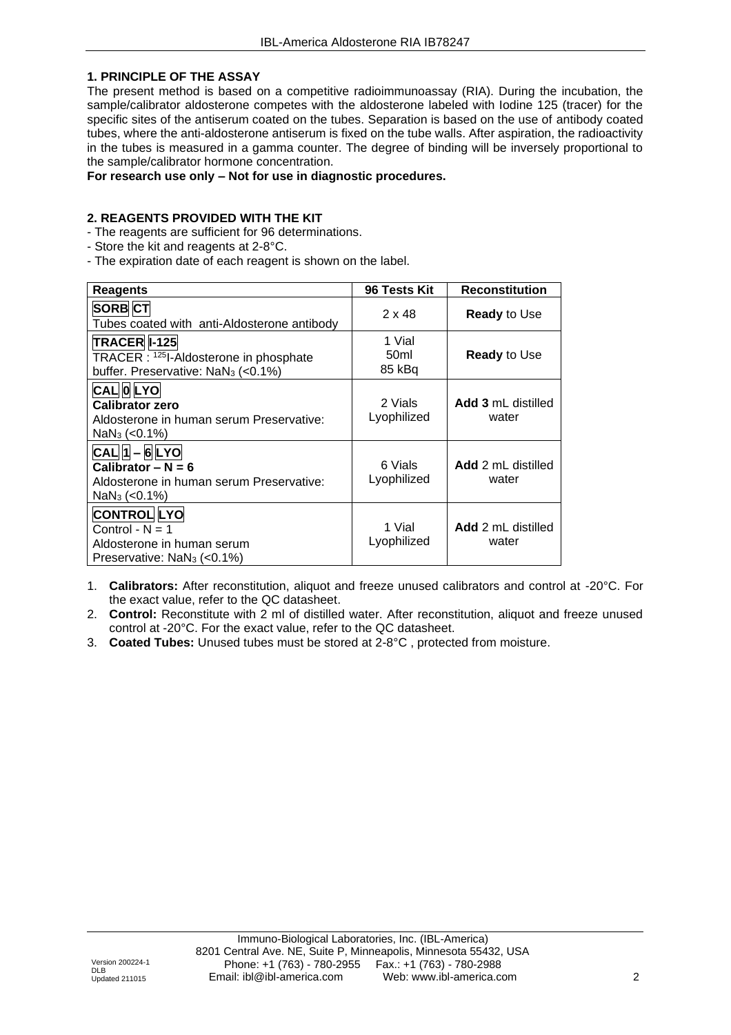## 1. PRINCIPLE OF THE ASSAY

The present method is based on a competitive radioimmunoassay (RIA). During the incubation, the sample/calibrator aldosterone competes with the aldosterone labeled with Iodine 125 (tracer) for the specific sites of the antiserum coated on the tubes. Separation is based on the use of antibody coated tubes, where the anti-aldosterone antiserum is fixed on the tube walls. After aspiration, the radioactivity in the tubes is measured in a gamma counter. The degree of binding will be inversely proportional to the sample/calibrator hormone concentration.

**For research use only – Not for use in diagnostic procedures.**

## 2. REAGENTS PROVIDED WITH THE KIT

- The reagents are sufficient for 96 determinations.
- Store the kit and reagents at 2-8°C.
- The expiration date of each reagent is shown on the label.

| Reagents | 96 Tests Kit | Reconstitution |
|---|---|---|
| **SORB CT**<br>Tubes coated with anti-Aldosterone antibody | 2 x 48 | **Ready** to Use |
| **TRACER I-125**<br>TRACER : $^{125}$I-Aldosterone in phosphate buffer. Preservative: $NaN_3$ (<0.1%) | 1 Vial<br>50ml<br>85 kBq | **Ready** to Use |
| **CAL 0 LYO**<br>**Calibrator zero**<br>Aldosterone in human serum Preservative: $NaN_3$ (<0.1%) | 2 Vials<br>Lyophilized | **Add 3** mL distilled water |
| **CAL 1 – 6 LYO**<br>**Calibrator – N = 6**<br>Aldosterone in human serum Preservative: $NaN_3$ (<0.1%) | 6 Vials<br>Lyophilized | **Add** 2 mL distilled water |
| **CONTROL LYO**<br>Control - N = 1<br>Aldosterone in human serum<br>Preservative: $NaN_3$ (<0.1%) | 1 Vial<br>Lyophilized | **Add** 2 mL distilled water |

1. **Calibrators:** After reconstitution, aliquot and freeze unused calibrators and control at -20°C. For the exact value, refer to the QC datasheet.
2. **Control:** Reconstitute with 2 ml of distilled water. After reconstitution, aliquot and freeze unused control at -20°C. For the exact value, refer to the QC datasheet.
3. **Coated Tubes:** Unused tubes must be stored at 2-8°C , protected from moisture.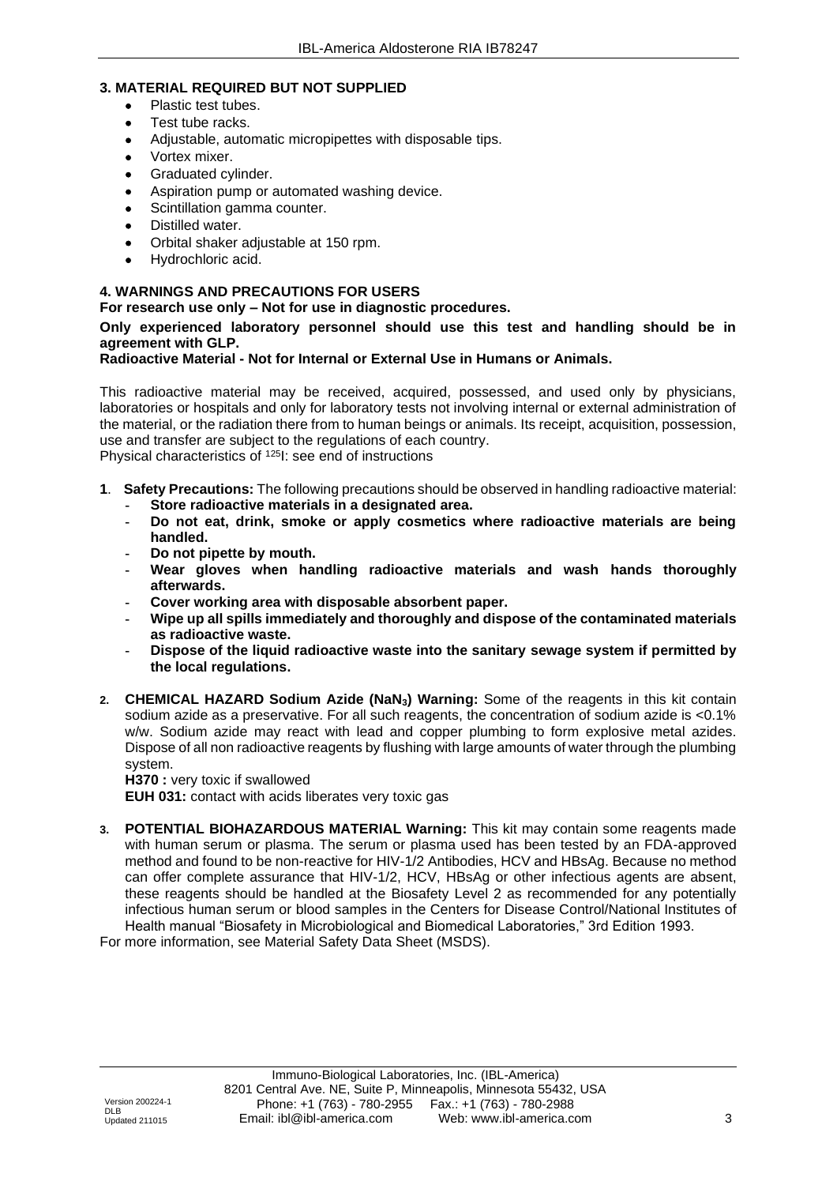## 3. MATERIAL REQUIRED BUT NOT SUPPLIED

- Plastic test tubes.
- Test tube racks.
- Adjustable, automatic micropipettes with disposable tips.
- Vortex mixer.
- Graduated cylinder.
- Aspiration pump or automated washing device.
- Scintillation gamma counter.
- Distilled water.
- Orbital shaker adjustable at 150 rpm.
- Hydrochloric acid.

## 4. WARNINGS AND PRECAUTIONS FOR USERS

**For research use only – Not for use in diagnostic procedures.**

**Only experienced laboratory personnel should use this test and handling should be in agreement with GLP.**

**Radioactive Material - Not for Internal or External Use in Humans or Animals.**

This radioactive material may be received, acquired, possessed, and used only by physicians, laboratories or hospitals and only for laboratory tests not involving internal or external administration of the material, or the radiation there from to human beings or animals. Its receipt, acquisition, possession, use and transfer are subject to the regulations of each country.
Physical characteristics of $^{125}I$: see end of instructions

1. **Safety Precautions:** The following precautions should be observed in handling radioactive material:
   - **Store radioactive materials in a designated area.**
   - **Do not eat, drink, smoke or apply cosmetics where radioactive materials are being handled.**
   - **Do not pipette by mouth.**
   - **Wear gloves when handling radioactive materials and wash hands thoroughly afterwards.**
   - **Cover working area with disposable absorbent paper.**
   - **Wipe up all spills immediately and thoroughly and dispose of the contaminated materials as radioactive waste.**
   - **Dispose of the liquid radioactive waste into the sanitary sewage system if permitted by the local regulations.**

2. **CHEMICAL HAZARD Sodium Azide ($NaN_3$) Warning:** Some of the reagents in this kit contain sodium azide as a preservative. For all such reagents, the concentration of sodium azide is <0.1% w/w. Sodium azide may react with lead and copper plumbing to form explosive metal azides. Dispose of all non radioactive reagents by flushing with large amounts of water through the plumbing system.

   **H370 :** very toxic if swallowed

   **EUH 031:** contact with acids liberates very toxic gas

3. **POTENTIAL BIOHAZARDOUS MATERIAL Warning:** This kit may contain some reagents made with human serum or plasma. The serum or plasma used has been tested by an FDA-approved method and found to be non-reactive for HIV-1/2 Antibodies, HCV and HBsAg. Because no method can offer complete assurance that HIV-1/2, HCV, HBsAg or other infectious agents are absent, these reagents should be handled at the Biosafety Level 2 as recommended for any potentially infectious human serum or blood samples in the Centers for Disease Control/National Institutes of Health manual "Biosafety in Microbiological and Biomedical Laboratories," 3rd Edition 1993.

For more information, see Material Safety Data Sheet (MSDS).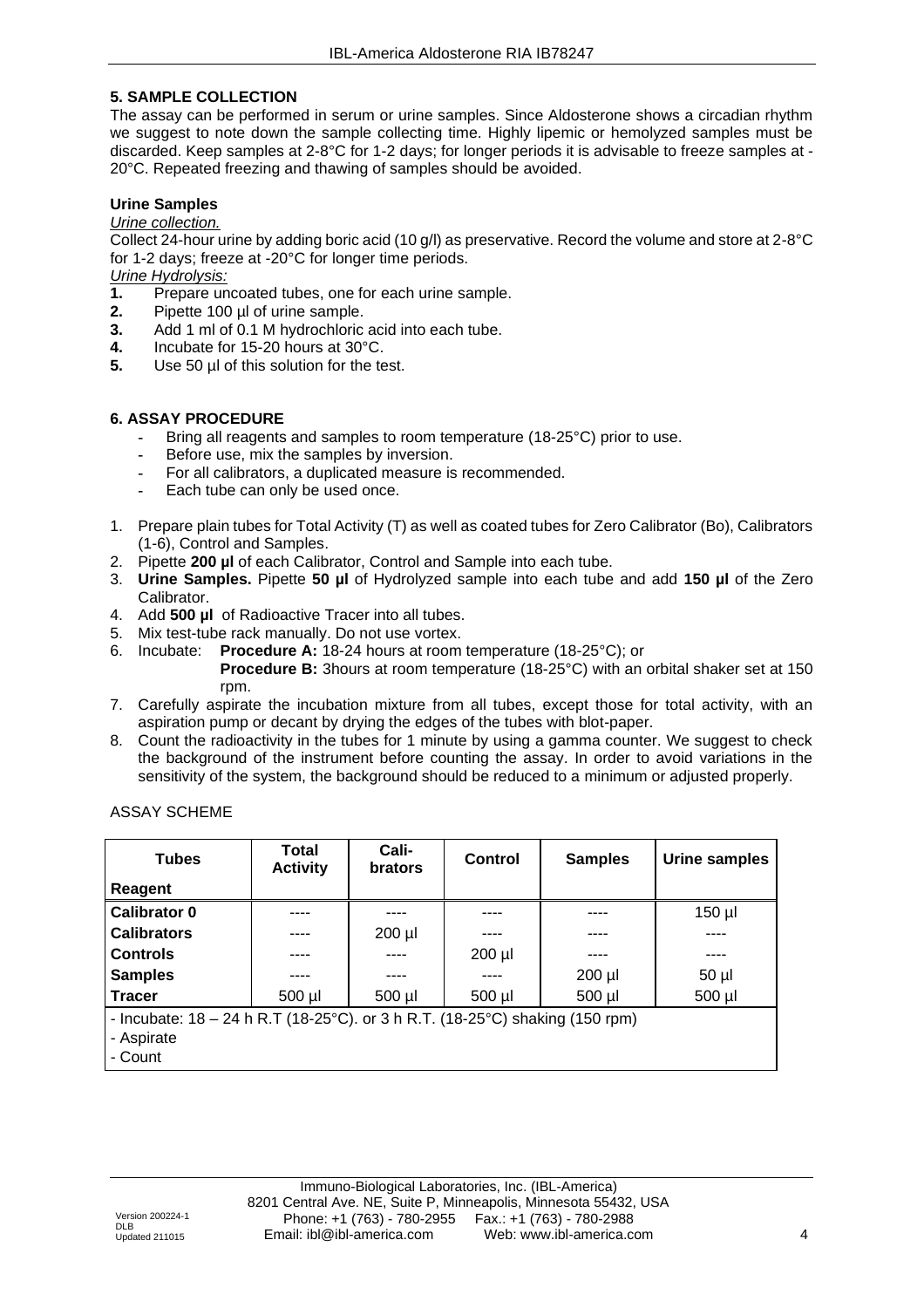## 5. SAMPLE COLLECTION

The assay can be performed in serum or urine samples. Since Aldosterone shows a circadian rhythm we suggest to note down the sample collecting time. Highly lipemic or hemolyzed samples must be discarded. Keep samples at 2-8°C for 1-2 days; for longer periods it is advisable to freeze samples at -20°C. Repeated freezing and thawing of samples should be avoided.

### Urine Samples

*Urine collection.*

Collect 24-hour urine by adding boric acid (10 g/l) as preservative. Record the volume and store at 2-8°C for 1-2 days; freeze at -20°C for longer time periods.

*Urine Hydrolysis:*

1. Prepare uncoated tubes, one for each urine sample.
2. Pipette 100 µl of urine sample.
3. Add 1 ml of 0.1 M hydrochloric acid into each tube.
4. Incubate for 15-20 hours at 30°C.
5. Use 50 µl of this solution for the test.

## 6. ASSAY PROCEDURE

- Bring all reagents and samples to room temperature (18-25°C) prior to use.
- Before use, mix the samples by inversion.
- For all calibrators, a duplicated measure is recommended.
- Each tube can only be used once.

1. Prepare plain tubes for Total Activity (T) as well as coated tubes for Zero Calibrator (Bo), Calibrators (1-6), Control and Samples.
2. Pipette **200 µl** of each Calibrator, Control and Sample into each tube.
3. **Urine Samples.** Pipette **50 µl** of Hydrolyzed sample into each tube and add **150 µl** of the Zero Calibrator.
4. Add **500 µl** of Radioactive Tracer into all tubes.
5. Mix test-tube rack manually. Do not use vortex.
6. Incubate: **Procedure A:** 18-24 hours at room temperature (18-25°C); or
   **Procedure B:** 3hours at room temperature (18-25°C) with an orbital shaker set at 150 rpm.
7. Carefully aspirate the incubation mixture from all tubes, except those for total activity, with an aspiration pump or decant by drying the edges of the tubes with blot-paper.
8. Count the radioactivity in the tubes for 1 minute by using a gamma counter. We suggest to check the background of the instrument before counting the assay. In order to avoid variations in the sensitivity of the system, the background should be reduced to a minimum or adjusted properly.

ASSAY SCHEME

| Tubes / Reagent | Total Activity | Cali-brators | Control | Samples | Urine samples |
|---|---|---|---|---|---|
| **Calibrator 0** | ---- | ---- | ---- | ---- | 150 µl |
| **Calibrators** | ---- | 200 µl | ---- | ---- | ---- |
| **Controls** | ---- | ---- | 200 µl | ---- | ---- |
| **Samples** | ---- | ---- | ---- | 200 µl | 50 µl |
| **Tracer** | 500 µl | 500 µl | 500 µl | 500 µl | 500 µl |
| - Incubate: 18 – 24 h R.T (18-25°C). or 3 h R.T. (18-25°C) shaking (150 rpm)<br>- Aspirate<br>- Count | | | | | |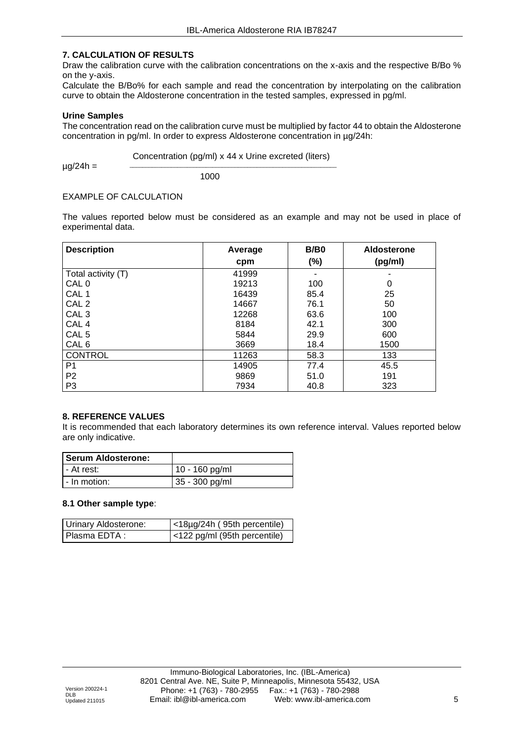## 7. CALCULATION OF RESULTS

Draw the calibration curve with the calibration concentrations on the x-axis and the respective B/Bo % on the y-axis.

Calculate the B/Bo% for each sample and read the concentration by interpolating on the calibration curve to obtain the Aldosterone concentration in the tested samples, expressed in pg/ml.

### Urine Samples

The concentration read on the calibration curve must be multiplied by factor 44 to obtain the Aldosterone concentration in pg/ml. In order to express Aldosterone concentration in µg/24h:

$$\mu g/24h = \frac{\text{Concentration (pg/ml) x 44 x Urine excreted (liters)}}{1000}$$

EXAMPLE OF CALCULATION

The values reported below must be considered as an example and may not be used in place of experimental data.

| Description | Average cpm | B/B0 (%) | Aldosterone (pg/ml) |
|---|---|---|---|
| Total activity (T) | 41999 | - | - |
| CAL 0 | 19213 | 100 | 0 |
| CAL 1 | 16439 | 85.4 | 25 |
| CAL 2 | 14667 | 76.1 | 50 |
| CAL 3 | 12268 | 63.6 | 100 |
| CAL 4 | 8184 | 42.1 | 300 |
| CAL 5 | 5844 | 29.9 | 600 |
| CAL 6 | 3669 | 18.4 | 1500 |
| CONTROL | 11263 | 58.3 | 133 |
| P1 | 14905 | 77.4 | 45.5 |
| P2 | 9869 | 51.0 | 191 |
| P3 | 7934 | 40.8 | 323 |

## 8. REFERENCE VALUES

It is recommended that each laboratory determines its own reference interval. Values reported below are only indicative.

| Serum Aldosterone: | |
|---|---|
| - At rest: | 10 - 160 pg/ml |
| - In motion: | 35 - 300 pg/ml |

### 8.1 Other sample type:

| Urinary Aldosterone: | <18µg/24h ( 95th percentile) |
|---|---|
| Plasma EDTA : | <122 pg/ml (95th percentile) |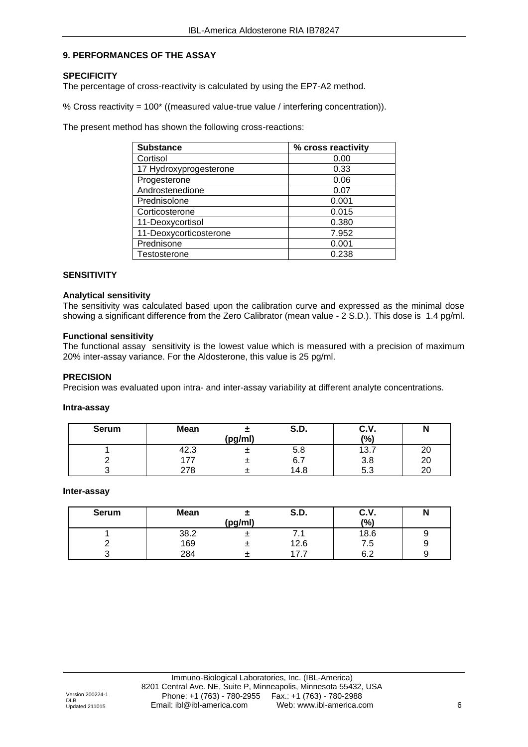## 9. PERFORMANCES OF THE ASSAY

### SPECIFICITY

The percentage of cross-reactivity is calculated by using the EP7-A2 method.

% Cross reactivity = 100* ((measured value-true value / interfering concentration)).

The present method has shown the following cross-reactions:

| Substance | % cross reactivity |
|---|---|
| Cortisol | 0.00 |
| 17 Hydroxyprogesterone | 0.33 |
| Progesterone | 0.06 |
| Androstenedione | 0.07 |
| Prednisolone | 0.001 |
| Corticosterone | 0.015 |
| 11-Deoxycortisol | 0.380 |
| 11-Deoxycorticosterone | 7.952 |
| Prednisone | 0.001 |
| Testosterone | 0.238 |

### SENSITIVITY

#### Analytical sensitivity

The sensitivity was calculated based upon the calibration curve and expressed as the minimal dose showing a significant difference from the Zero Calibrator (mean value - 2 S.D.). This dose is 1.4 pg/ml.

#### Functional sensitivity

The functional assay sensitivity is the lowest value which is measured with a precision of maximum 20% inter-assay variance. For the Aldosterone, this value is 25 pg/ml.

### PRECISION

Precision was evaluated upon intra- and inter-assay variability at different analyte concentrations.

#### Intra-assay

| Serum | Mean | ± (pg/ml) | S.D. | C.V. (%) | N |
|---|---|---|---|---|---|
| 1 | 42.3 | ± | 5.8 | 13.7 | 20 |
| 2 | 177 | ± | 6.7 | 3.8 | 20 |
| 3 | 278 | ± | 14.8 | 5.3 | 20 |

#### Inter-assay

| Serum | Mean | ± (pg/ml) | S.D. | C.V. (%) | N |
|---|---|---|---|---|---|
| 1 | 38.2 | ± | 7.1 | 18.6 | 9 |
| 2 | 169 | ± | 12.6 | 7.5 | 9 |
| 3 | 284 | ± | 17.7 | 6.2 | 9 |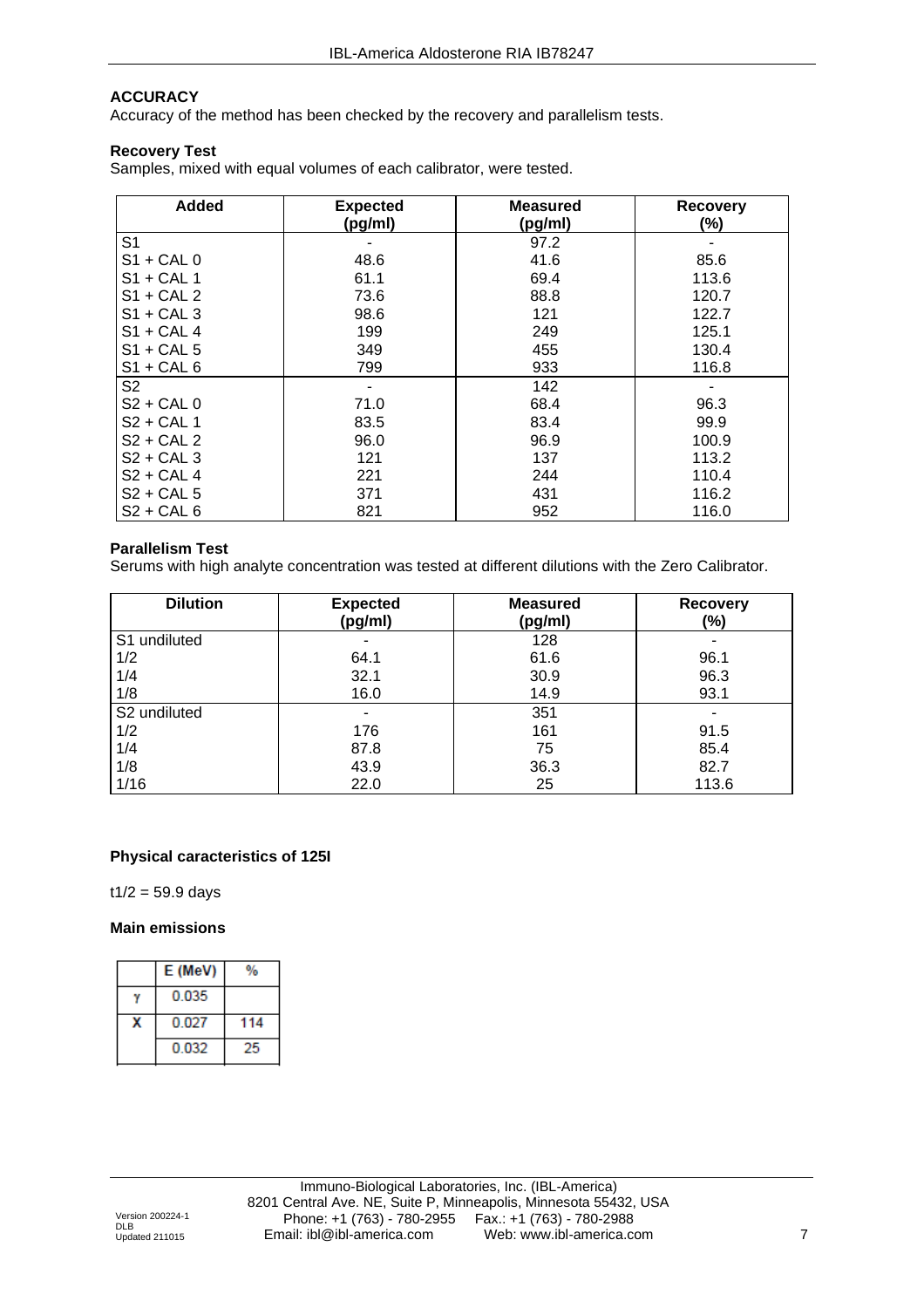## ACCURACY

Accuracy of the method has been checked by the recovery and parallelism tests.

### Recovery Test

Samples, mixed with equal volumes of each calibrator, were tested.

| Added | Expected (pg/ml) | Measured (pg/ml) | Recovery (%) |
|---|---|---|---|
| S1 | - | 97.2 | - |
| S1 + CAL 0 | 48.6 | 41.6 | 85.6 |
| S1 + CAL 1 | 61.1 | 69.4 | 113.6 |
| S1 + CAL 2 | 73.6 | 88.8 | 120.7 |
| S1 + CAL 3 | 98.6 | 121 | 122.7 |
| S1 + CAL 4 | 199 | 249 | 125.1 |
| S1 + CAL 5 | 349 | 455 | 130.4 |
| S1 + CAL 6 | 799 | 933 | 116.8 |
| S2 | - | 142 | - |
| S2 + CAL 0 | 71.0 | 68.4 | 96.3 |
| S2 + CAL 1 | 83.5 | 83.4 | 99.9 |
| S2 + CAL 2 | 96.0 | 96.9 | 100.9 |
| S2 + CAL 3 | 121 | 137 | 113.2 |
| S2 + CAL 4 | 221 | 244 | 110.4 |
| S2 + CAL 5 | 371 | 431 | 116.2 |
| S2 + CAL 6 | 821 | 952 | 116.0 |

### Parallelism Test

Serums with high analyte concentration was tested at different dilutions with the Zero Calibrator.

| Dilution | Expected (pg/ml) | Measured (pg/ml) | Recovery (%) |
|---|---|---|---|
| S1 undiluted | - | 128 | - |
| 1/2 | 64.1 | 61.6 | 96.1 |
| 1/4 | 32.1 | 30.9 | 96.3 |
| 1/8 | 16.0 | 14.9 | 93.1 |
| S2 undiluted | - | 351 | - |
| 1/2 | 176 | 161 | 91.5 |
| 1/4 | 87.8 | 75 | 85.4 |
| 1/8 | 43.9 | 36.3 | 82.7 |
| 1/16 | 22.0 | 25 | 113.6 |

### Physical caracteristics of 125I

t1/2 = 59.9 days

### Main emissions

| | E (MeV) | % |
|---|---|---|
| γ | 0.035 | |
| X | 0.027 | 114 |
| | 0.032 | 25 |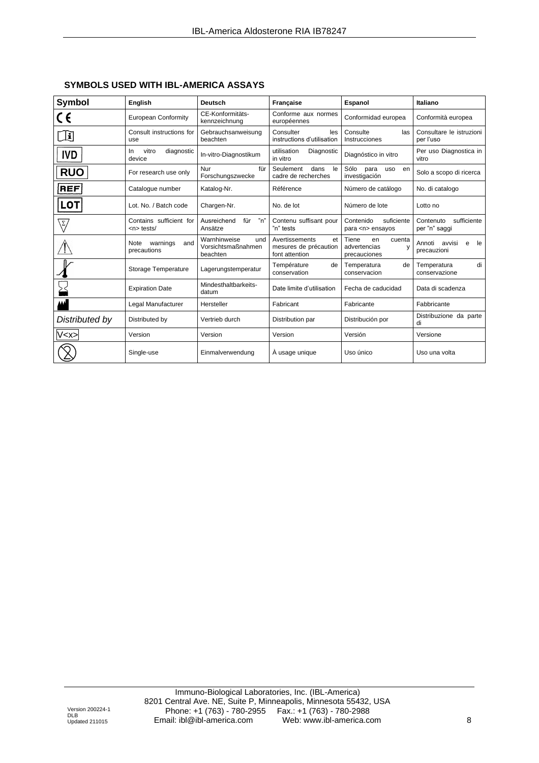## SYMBOLS USED WITH IBL-AMERICA ASSAYS

| Symbol | English | Deutsch | Française | Espanol | Italiano |
|---|---|---|---|---|---|
| CE | European Conformity | CE-Konformitäts-kennzeichnung | Conforme aux normes européennes | Conformidad europea | Conformità europea |
| | Consult instructions for use | Gebrauchsanweisung beachten | Consulter les instructions d'utilisation | Consulte las Instrucciones | Consultare le istruzioni per l'uso |
| IVD | In vitro diagnostic device | In-vitro-Diagnostikum | utilisation Diagnostic in vitro | Diagnóstico in vitro | Per uso Diagnostica in vitro |
| RUO | For research use only | Nur für Forschungszwecke | Seulement dans le cadre de recherches | Sólo para uso en investigación | Solo a scopo di ricerca |
| REF | Catalogue number | Katalog-Nr. | Référence | Número de catálogo | No. di catalogo |
| LOT | Lot. No. / Batch code | Chargen-Nr. | No. de lot | Número de lote | Lotto no |
| Σ | Contains sufficient for <n> tests/ | Ausreichend für "n" Ansätze | Contenu suffisant pour "n" tests | Contenido suficiente para <n> ensayos | Contenuto sufficiente per "n" saggi |
| ⚠ | Note warnings and precautions | Warnhinweise und Vorsichtsmaßnahmen beachten | Avertissements et mesures de précaution font attention | Tiene en cuenta advertencias y precauciones | Annoti avvisi e le precauzioni |
| | Storage Temperature | Lagerungstemperatur | Température de conservation | Temperatura de conservacion | Temperatura di conservazione |
| | Expiration Date | Mindesthaltbarkeits-datum | Date limite d'utilisation | Fecha de caducidad | Data di scadenza |
| | Legal Manufacturer | Hersteller | Fabricant | Fabricante | Fabbricante |
| *Distributed by* | Distributed by | Vertrieb durch | Distribution par | Distribución por | Distribuzione da parte di |
| V<x> | Version | Version | Version | Versión | Versione |
| | Single-use | Einmalverwendung | À usage unique | Uso único | Uso una volta |

Immuno-Biological Laboratories, Inc. (IBL-America)
8201 Central Ave. NE, Suite P, Minneapolis, Minnesota 55432, USA
Phone: +1 (763) - 780-2955 Fax.: +1 (763) - 780-2988
Email: ibl@ibl-america.com Web: www.ibl-america.com

Version 200224-1
DLB
Updated 211015